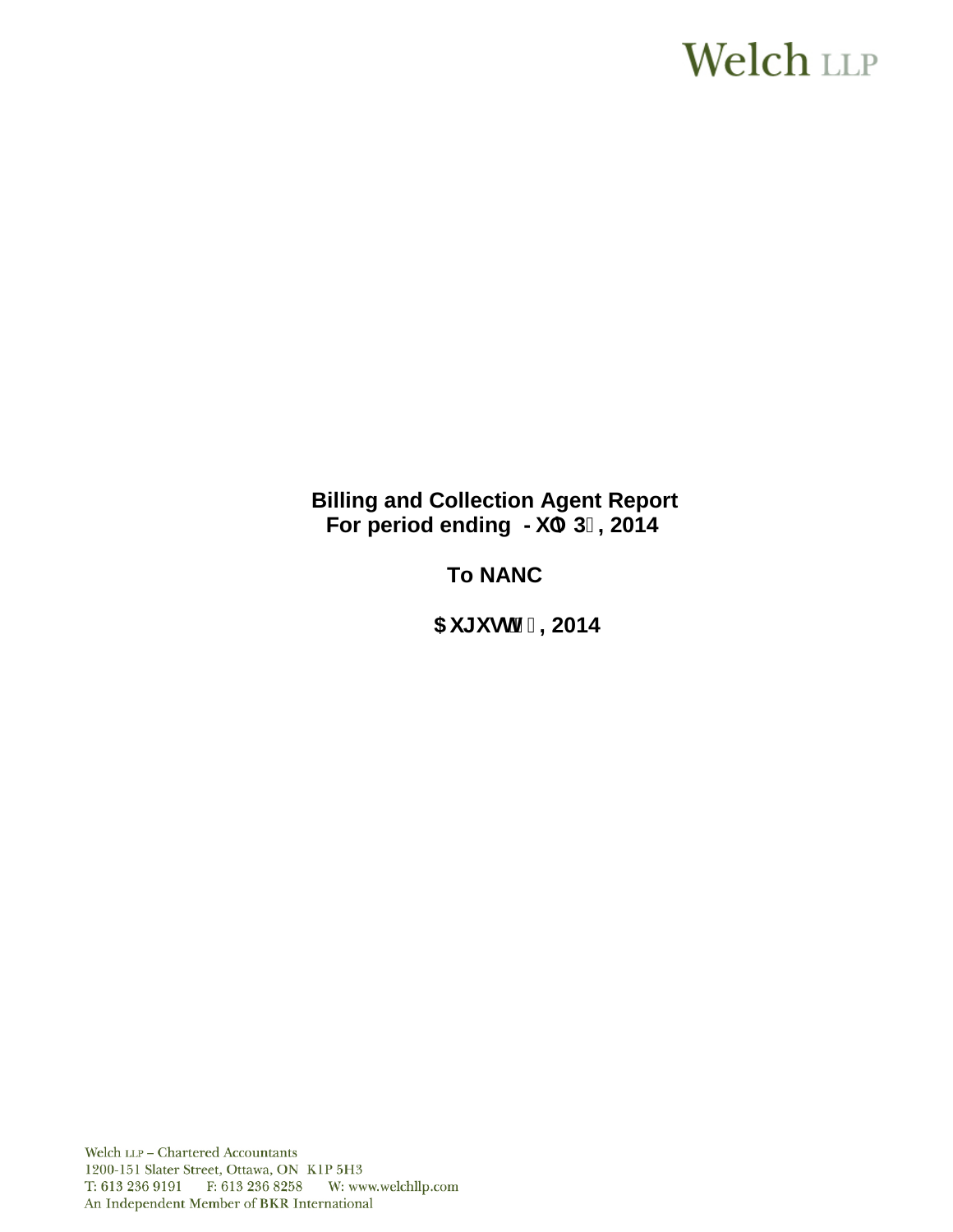**Billing and Collection Agent Report**
**For period ending - XO\ 3, 2014**

**To NANC**

**$XJXVW, 2014**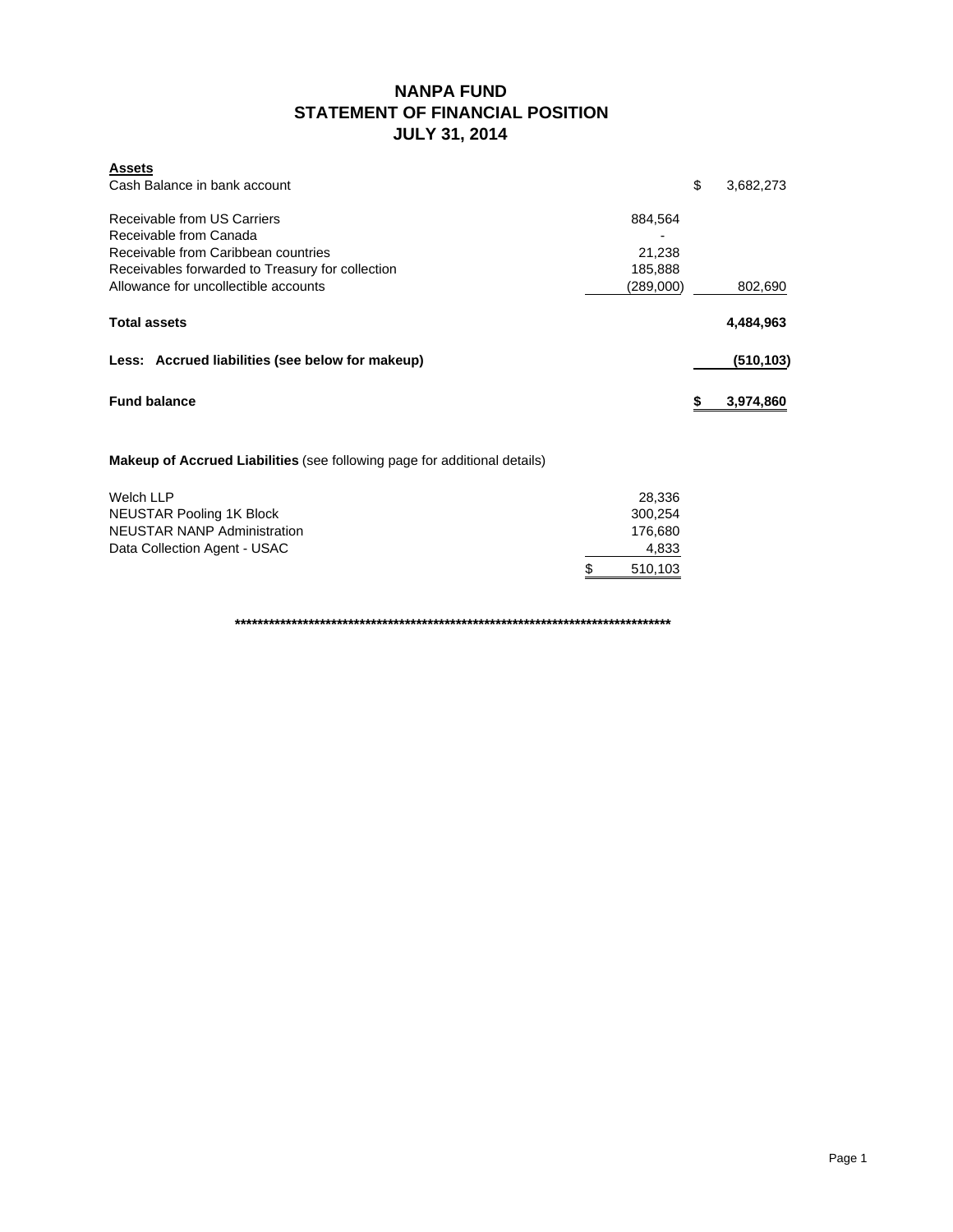# NANPA FUND
## STATEMENT OF FINANCIAL POSITION
## JULY 31, 2014

| **Assets** | | |
|---|---|---|
| Cash Balance in bank account | | $ 3,682,273 |
| Receivable from US Carriers | 884,564 | |
| Receivable from Canada | - | |
| Receivable from Caribbean countries | 21,238 | |
| Receivables forwarded to Treasury for collection | 185,888 | |
| Allowance for uncollectible accounts | (289,000) | 802,690 |
| **Total assets** | | **4,484,963** |
| **Less: Accrued liabilities (see below for makeup)** | | **(510,103)** |
| **Fund balance** | | **$ 3,974,860** |

**Makeup of Accrued Liabilities** (see following page for additional details)

| | |
|---|---|
| Welch LLP | 28,336 |
| NEUSTAR Pooling 1K Block | 300,254 |
| NEUSTAR NANP Administration | 176,680 |
| Data Collection Agent - USAC | 4,833 |
| | $ 510,103 |

**********************************************************************************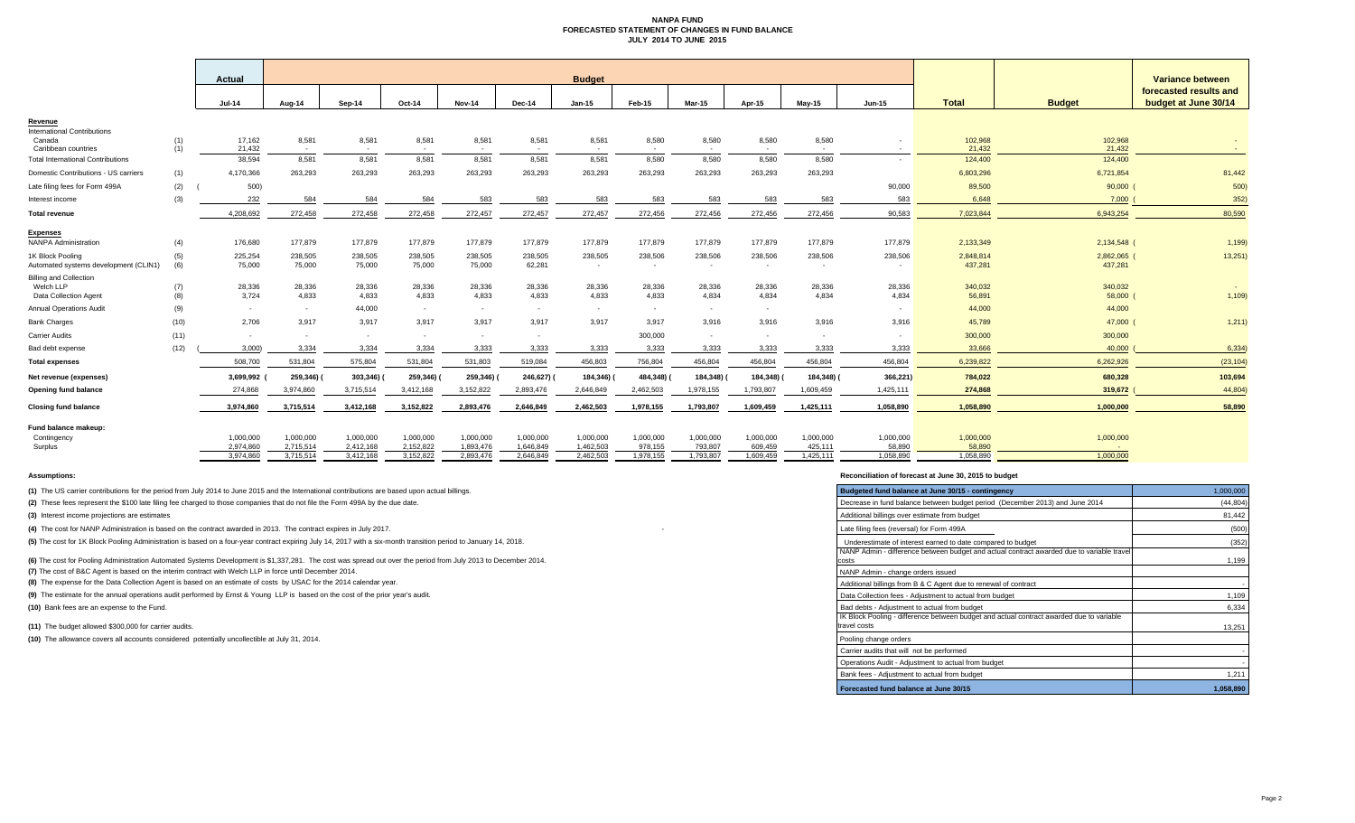# NANPA FUND
## FORECASTED STATEMENT OF CHANGES IN FUND BALANCE
### JULY 2014 TO JUNE 2015

| | | Actual | Budget | | | | | | | | | | | | | Variance between forecasted results and budget at June 30/14 |
|---|---|---|---|---|---|---|---|---|---|---|---|---|---|---|---|---|
| | | Jul-14 | Aug-14 | Sep-14 | Oct-14 | Nov-14 | Dec-14 | Jan-15 | Feb-15 | Mar-15 | Apr-15 | May-15 | Jun-15 | Total | Budget | |
| **Revenue** | | | | | | | | | | | | | | | | |
| International Contributions | | | | | | | | | | | | | | | | |
| Canada | (1) | 17,162 | 8,581 | 8,581 | 8,581 | 8,581 | 8,581 | 8,581 | 8,580 | 8,580 | 8,580 | 8,580 | - | 102,968 | 102,968 | - |
| Caribbean countries | (1) | 21,432 | - | - | - | - | - | - | - | - | - | - | - | 21,432 | 21,432 | - |
| Total International Contributions | | 38,594 | 8,581 | 8,581 | 8,581 | 8,581 | 8,581 | 8,581 | 8,580 | 8,580 | 8,580 | 8,580 | - | 124,400 | 124,400 | - |
| Domestic Contributions - US carriers | (1) | 4,170,366 | 263,293 | 263,293 | 263,293 | 263,293 | 263,293 | 263,293 | 263,293 | 263,293 | 263,293 | 263,293 | | 6,803,296 | 6,721,854 | 81,442 |
| Late filing fees for Form 499A | (2) | (500) | | | | | | | | | | | 90,000 | 89,500 | 90,000 | (500) |
| Interest income | (3) | 232 | 584 | 584 | 584 | 583 | 583 | 583 | 583 | 583 | 583 | 583 | 583 | 6,648 | 7,000 | (352) |
| **Total revenue** | | 4,208,692 | 272,458 | 272,458 | 272,458 | 272,457 | 272,457 | 272,457 | 272,456 | 272,456 | 272,456 | 272,456 | 90,583 | 7,023,844 | 6,943,254 | 80,590 |
| **Expenses** | | | | | | | | | | | | | | | | |
| NANPA Administration | (4) | 176,680 | 177,879 | 177,879 | 177,879 | 177,879 | 177,879 | 177,879 | 177,879 | 177,879 | 177,879 | 177,879 | 177,879 | 2,133,349 | 2,134,548 | (1,199) |
| 1K Block Pooling | (5) | 225,254 | 238,505 | 238,505 | 238,505 | 238,505 | 238,505 | 238,505 | 238,506 | 238,506 | 238,506 | 238,506 | 238,506 | 2,848,814 | 2,862,065 | (13,251) |
| Automated systems development (CLIN1) | (6) | 75,000 | 75,000 | 75,000 | 75,000 | 75,000 | 62,281 | - | - | - | - | - | - | 437,281 | 437,281 | |
| Billing and Collection | | | | | | | | | | | | | | | | |
| Welch LLP | (7) | 28,336 | 28,336 | 28,336 | 28,336 | 28,336 | 28,336 | 28,336 | 28,336 | 28,336 | 28,336 | 28,336 | 28,336 | 340,032 | 340,032 | - |
| Data Collection Agent | (8) | 3,724 | 4,833 | 4,833 | 4,833 | 4,833 | 4,833 | 4,833 | 4,833 | 4,834 | 4,834 | 4,834 | 4,834 | 56,891 | 58,000 | (1,109) |
| Annual Operations Audit | (9) | - | - | 44,000 | - | - | - | - | - | - | - | | - | 44,000 | 44,000 | |
| Bank Charges | (10) | 2,706 | 3,917 | 3,917 | 3,917 | 3,917 | 3,917 | 3,917 | 3,917 | 3,916 | 3,916 | 3,916 | 3,916 | 45,789 | 47,000 | (1,211) |
| Carrier Audits | (11) | - | - | - | - | - | - | | 300,000 | - | - | - | - | 300,000 | 300,000 | |
| Bad debt expense | (12) | (3,000) | 3,334 | 3,334 | 3,334 | 3,333 | 3,333 | 3,333 | 3,333 | 3,333 | 3,333 | 3,333 | 3,333 | 33,666 | 40,000 | (6,334) |
| **Total expenses** | | 508,700 | 531,804 | 575,804 | 531,804 | 531,803 | 519,084 | 456,803 | 756,804 | 456,804 | 456,804 | 456,804 | 456,804 | 6,239,822 | 6,262,926 | (23,104) |
| **Net revenue (expenses)** | | 3,699,992 | (259,346) | (303,346) | (259,346) | (259,346) | (246,627) | (184,346) | (484,348) | (184,348) | (184,348) | (184,348) | (366,221) | 784,022 | 680,328 | 103,694 |
| **Opening fund balance** | | 274,868 | 3,974,860 | 3,715,514 | 3,412,168 | 3,152,822 | 2,893,476 | 2,646,849 | 2,462,503 | 1,978,155 | 1,793,807 | 1,609,459 | 1,425,111 | 274,868 | 319,672 | (44,804) |
| **Closing fund balance** | | 3,974,860 | 3,715,514 | 3,412,168 | 3,152,822 | 2,893,476 | 2,646,849 | 2,462,503 | 1,978,155 | 1,793,807 | 1,609,459 | 1,425,111 | 1,058,890 | 1,058,890 | 1,000,000 | 58,890 |
| **Fund balance makeup:** | | | | | | | | | | | | | | | | |
| Contingency | | 1,000,000 | 1,000,000 | 1,000,000 | 1,000,000 | 1,000,000 | 1,000,000 | 1,000,000 | 1,000,000 | 1,000,000 | 1,000,000 | 1,000,000 | 1,000,000 | 1,000,000 | 1,000,000 | |
| Surplus | | 2,974,860 | 2,715,514 | 2,412,168 | 2,152,822 | 1,893,476 | 1,646,849 | 1,462,503 | 978,155 | 793,807 | 609,459 | 425,111 | 58,890 | 58,890 | - | |
| | | 3,974,860 | 3,715,514 | 3,412,168 | 3,152,822 | 2,893,476 | 2,646,849 | 2,462,503 | 1,978,155 | 1,793,807 | 1,609,459 | 1,425,111 | 1,058,890 | 1,058,890 | 1,000,000 | |

**Assumptions:**

**(1)** The US carrier contributions for the period from July 2014 to June 2015 and the International contributions are based upon actual billings.

**(2)** These fees represent the $100 late filing fee charged to those companies that do not file the Form 499A by the due date.

**(3)** Interest income projections are estimates

**(4)** The cost for NANP Administration is based on the contract awarded in 2013. The contract expires in July 2017.

**(5)** The cost for 1K Block Pooling Administration is based on a four-year contract expiring July 14, 2017 with a six-month transition period to January 14, 2018.

**(6)** The cost for Pooling Administration Automated Systems Development is $1,337,281. The cost was spread out over the period from July 2013 to December 2014.

**(7)** The cost of B&C Agent is based on the interim contract with Welch LLP in force until December 2014.

**(8)** The expense for the Data Collection Agent is based on an estimate of costs by USAC for the 2014 calendar year.

**(9)** The estimate for the annual operations audit performed by Ernst & Young LLP is based on the cost of the prior year's audit.

**(10)** Bank fees are an expense to the Fund.

**(11)** The budget allowed $300,000 for carrier audits.

**(10)** The allowance covers all accounts considered potentially uncollectible at July 31, 2014.

**Reconciliation of forecast at June 30, 2015 to budget**

| Budgeted fund balance at June 30/15 - contingency | 1,000,000 |
|---|---|
| Decrease in fund balance between budget period (December 2013) and June 2014 | (44,804) |
| Additional billings over estimate from budget | 81,442 |
| Late filing fees (reversal) for Form 499A | (500) |
| Underestimate of interest earned to date compared to budget | (352) |
| NANP Admin - difference between budget and actual contract awarded due to variable travel costs | 1,199 |
| NANP Admin - change orders issued | |
| Additional billings from B & C Agent due to renewal of contract | - |
| Data Collection fees - Adjustment to actual from budget | 1,109 |
| Bad debts - Adjustment to actual from budget | 6,334 |
| IK Block Pooling - difference between budget and actual contract awarded due to variable travel costs | 13,251 |
| Pooling change orders | |
| Carrier audits that will not be performed | - |
| Operations Audit - Adjustment to actual from budget | - |
| Bank fees - Adjustment to actual from budget | 1,211 |
| **Forecasted fund balance at June 30/15** | **1,058,890** |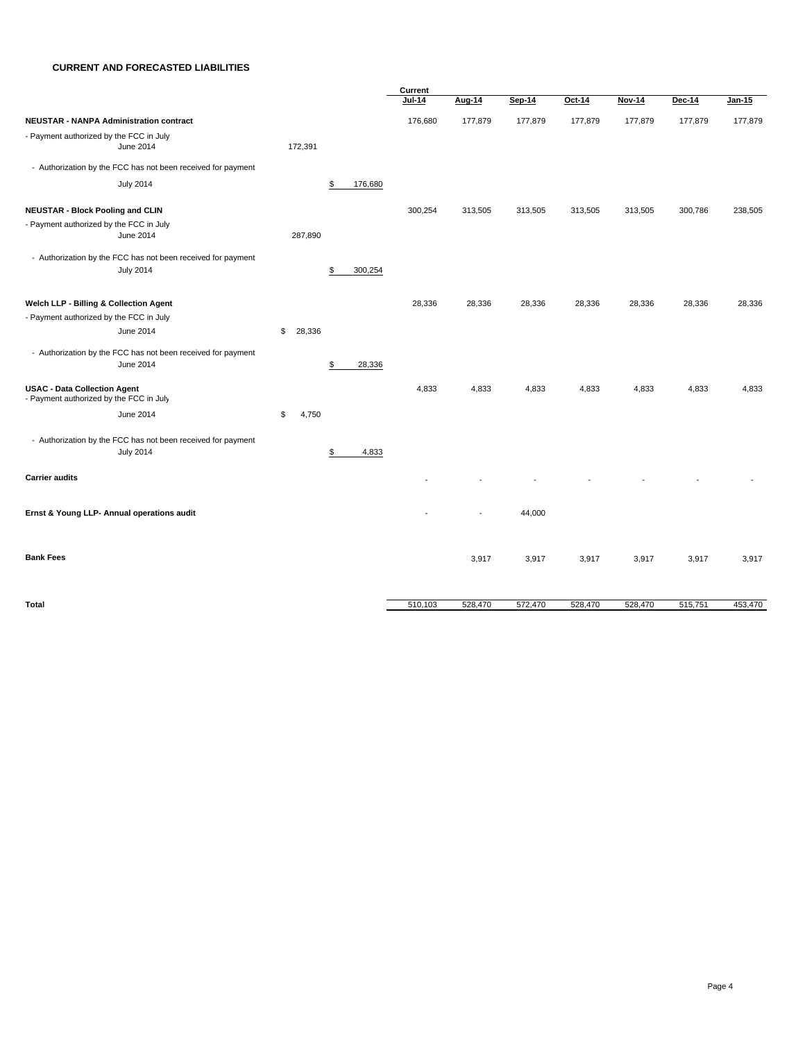## CURRENT AND FORECASTED LIABILITIES

| | | | Current Jul-14 | Aug-14 | Sep-14 | Oct-14 | Nov-14 | Dec-14 | Jan-15 |
|---|---|---|---|---|---|---|---|---|---|
| **NEUSTAR - NANPA Administration contract** | | | 176,680 | 177,879 | 177,879 | 177,879 | 177,879 | 177,879 | 177,879 |
| - Payment authorized by the FCC in July June 2014 | 172,391 | | | | | | | | |
| - Authorization by the FCC has not been received for payment | | | | | | | | | |
| July 2014 | | $ 176,680 | | | | | | | |
| **NEUSTAR - Block Pooling and CLIN** | | | 300,254 | 313,505 | 313,505 | 313,505 | 313,505 | 300,786 | 238,505 |
| - Payment authorized by the FCC in July June 2014 | 287,890 | | | | | | | | |
| - Authorization by the FCC has not been received for payment July 2014 | | $ 300,254 | | | | | | | |
| **Welch LLP - Billing & Collection Agent** | | | 28,336 | 28,336 | 28,336 | 28,336 | 28,336 | 28,336 | 28,336 |
| - Payment authorized by the FCC in July | | | | | | | | | |
| June 2014 | $ 28,336 | | | | | | | | |
| - Authorization by the FCC has not been received for payment June 2014 | | $ 28,336 | | | | | | | |
| **USAC - Data Collection Agent** - Payment authorized by the FCC in July | | | 4,833 | 4,833 | 4,833 | 4,833 | 4,833 | 4,833 | 4,833 |
| June 2014 | $ 4,750 | | | | | | | | |
| - Authorization by the FCC has not been received for payment July 2014 | | $ 4,833 | | | | | | | |
| **Carrier audits** | | | - | - | - | - | - | - | - |
| **Ernst & Young LLP- Annual operations audit** | | | - | - | 44,000 | | | | |
| **Bank Fees** | | | | 3,917 | 3,917 | 3,917 | 3,917 | 3,917 | 3,917 |
| **Total** | | | 510,103 | 528,470 | 572,470 | 528,470 | 528,470 | 515,751 | 453,470 |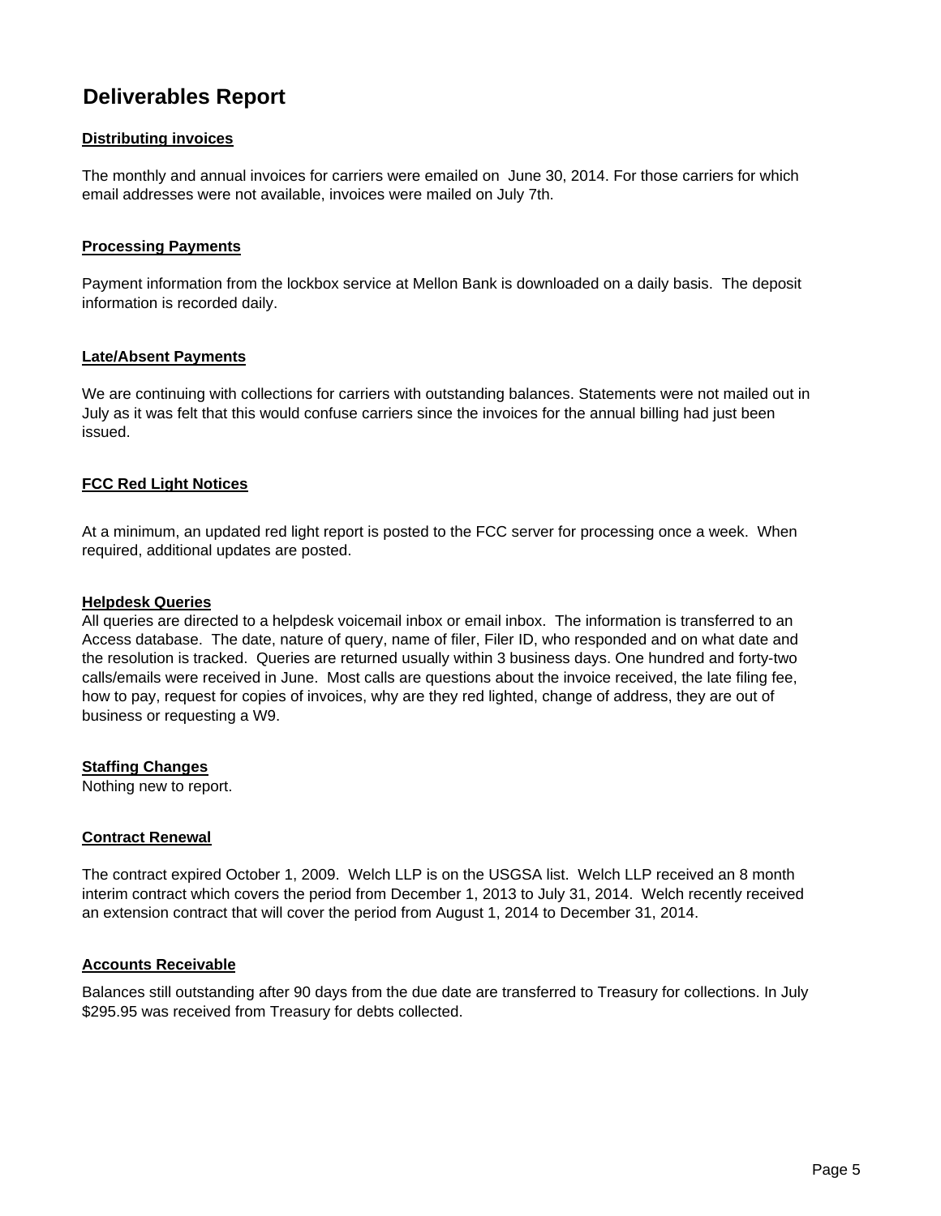# Deliverables Report

**Distributing invoices**

The monthly and annual invoices for carriers were emailed on June 30, 2014. For those carriers for which email addresses were not available, invoices were mailed on July 7th.

**Processing Payments**

Payment information from the lockbox service at Mellon Bank is downloaded on a daily basis. The deposit information is recorded daily.

**Late/Absent Payments**

We are continuing with collections for carriers with outstanding balances. Statements were not mailed out in July as it was felt that this would confuse carriers since the invoices for the annual billing had just been issued.

**FCC Red Light Notices**

At a minimum, an updated red light report is posted to the FCC server for processing once a week. When required, additional updates are posted.

**Helpdesk Queries**

All queries are directed to a helpdesk voicemail inbox or email inbox. The information is transferred to an Access database. The date, nature of query, name of filer, Filer ID, who responded and on what date and the resolution is tracked. Queries are returned usually within 3 business days. One hundred and forty-two calls/emails were received in June. Most calls are questions about the invoice received, the late filing fee, how to pay, request for copies of invoices, why are they red lighted, change of address, they are out of business or requesting a W9.

**Staffing Changes**

Nothing new to report.

**Contract Renewal**

The contract expired October 1, 2009. Welch LLP is on the USGSA list. Welch LLP received an 8 month interim contract which covers the period from December 1, 2013 to July 31, 2014. Welch recently received an extension contract that will cover the period from August 1, 2014 to December 31, 2014.

**Accounts Receivable**

Balances still outstanding after 90 days from the due date are transferred to Treasury for collections. In July $295.95 was received from Treasury for debts collected.